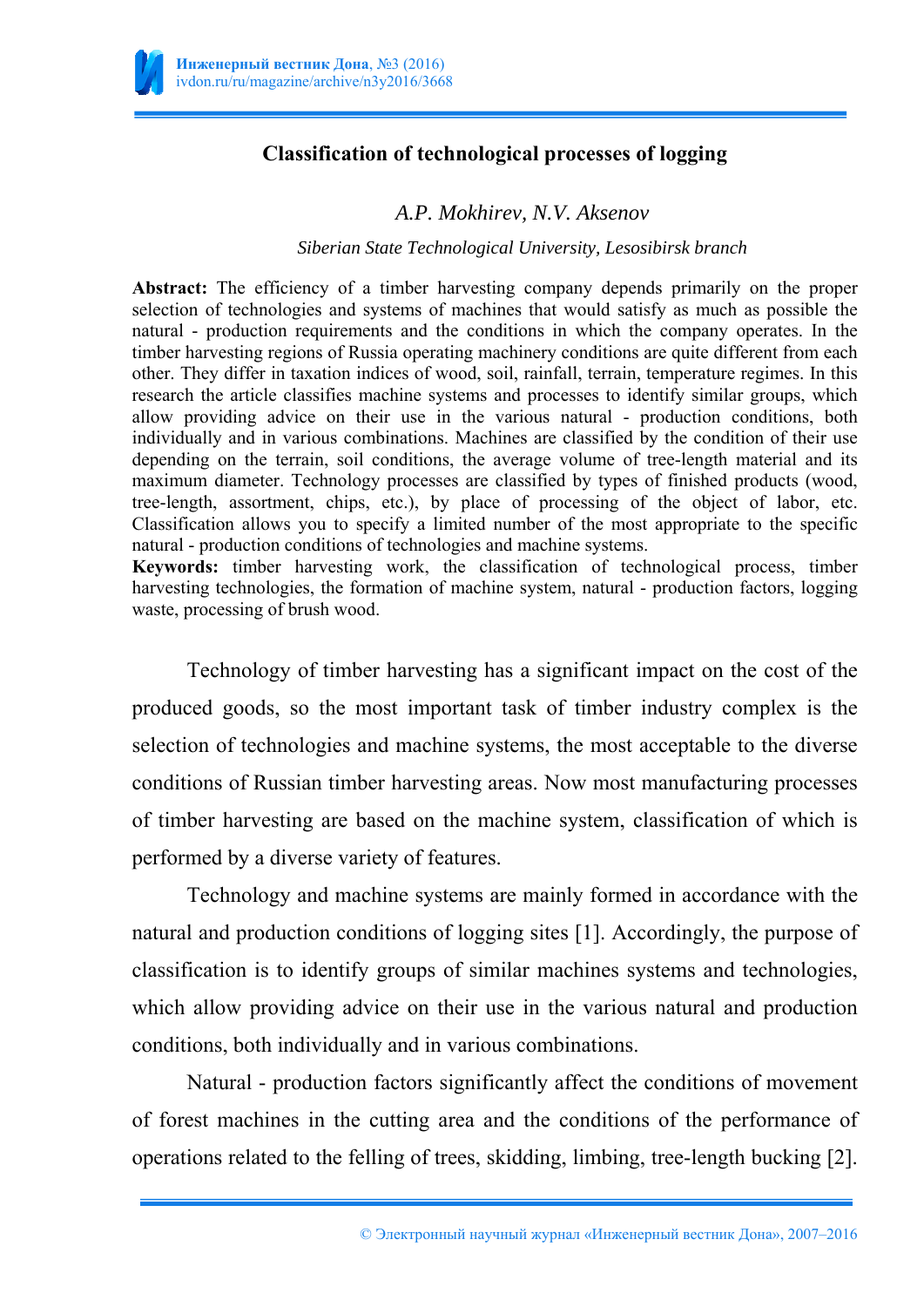# Classification of technological processes of logging

*A.P. Mokhirev, N.V. Aksenov*

*Siberian State Technological University, Lesosibirsk branch*

**Abstract:** The efficiency of a timber harvesting company depends primarily on the proper selection of technologies and systems of machines that would satisfy as much as possible the natural - production requirements and the conditions in which the company operates. In the timber harvesting regions of Russia operating machinery conditions are quite different from each other. They differ in taxation indices of wood, soil, rainfall, terrain, temperature regimes. In this research the article classifies machine systems and processes to identify similar groups, which allow providing advice on their use in the various natural - production conditions, both individually and in various combinations. Machines are classified by the condition of their use depending on the terrain, soil conditions, the average volume of tree-length material and its maximum diameter. Technology processes are classified by types of finished products (wood, tree-length, assortment, chips, etc.), by place of processing of the object of labor, etc. Classification allows you to specify a limited number of the most appropriate to the specific natural - production conditions of technologies and machine systems.

**Keywords:** timber harvesting work, the classification of technological process, timber harvesting technologies, the formation of machine system, natural - production factors, logging waste, processing of brush wood.

Technology of timber harvesting has a significant impact on the cost of the produced goods, so the most important task of timber industry complex is the selection of technologies and machine systems, the most acceptable to the diverse conditions of Russian timber harvesting areas. Now most manufacturing processes of timber harvesting are based on the machine system, classification of which is performed by a diverse variety of features.

Technology and machine systems are mainly formed in accordance with the natural and production conditions of logging sites [1]. Accordingly, the purpose of classification is to identify groups of similar machines systems and technologies, which allow providing advice on their use in the various natural and production conditions, both individually and in various combinations.

Natural - production factors significantly affect the conditions of movement of forest machines in the cutting area and the conditions of the performance of operations related to the felling of trees, skidding, limbing, tree-length bucking [2].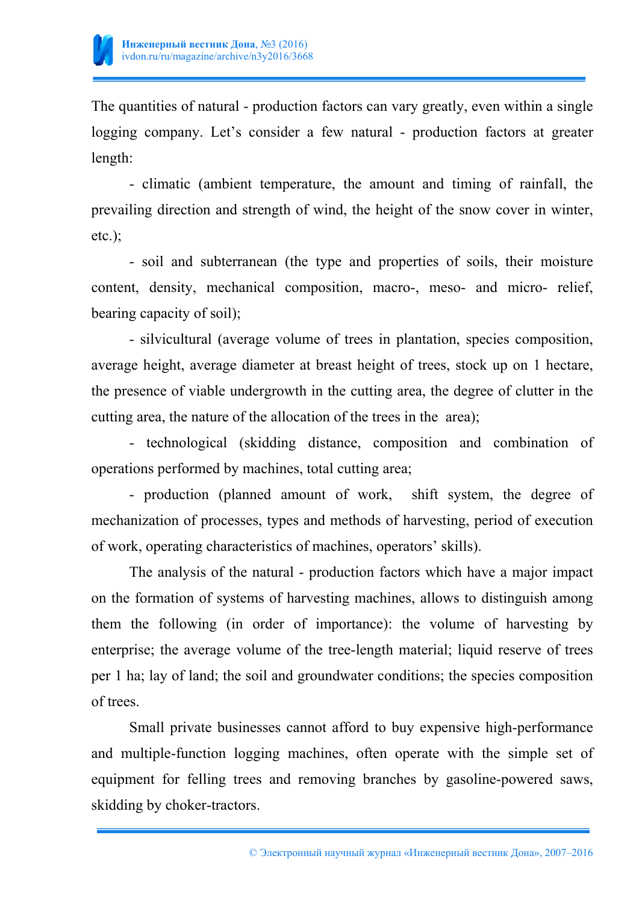The quantities of natural - production factors can vary greatly, even within a single logging company. Let's consider a few natural - production factors at greater length:

- climatic (ambient temperature, the amount and timing of rainfall, the prevailing direction and strength of wind, the height of the snow cover in winter, etc.);

- soil and subterranean (the type and properties of soils, their moisture content, density, mechanical composition, macro-, meso- and micro- relief, bearing capacity of soil);

- silvicultural (average volume of trees in plantation, species composition, average height, average diameter at breast height of trees, stock up on 1 hectare, the presence of viable undergrowth in the cutting area, the degree of clutter in the cutting area, the nature of the allocation of the trees in the area);

- technological (skidding distance, composition and combination of operations performed by machines, total cutting area;

- production (planned amount of work, shift system, the degree of mechanization of processes, types and methods of harvesting, period of execution of work, operating characteristics of machines, operators' skills).

The analysis of the natural - production factors which have a major impact on the formation of systems of harvesting machines, allows to distinguish among them the following (in order of importance): the volume of harvesting by enterprise; the average volume of the tree-length material; liquid reserve of trees per 1 ha; lay of land; the soil and groundwater conditions; the species composition of trees.

Small private businesses cannot afford to buy expensive high-performance and multiple-function logging machines, often operate with the simple set of equipment for felling trees and removing branches by gasoline-powered saws, skidding by choker-tractors.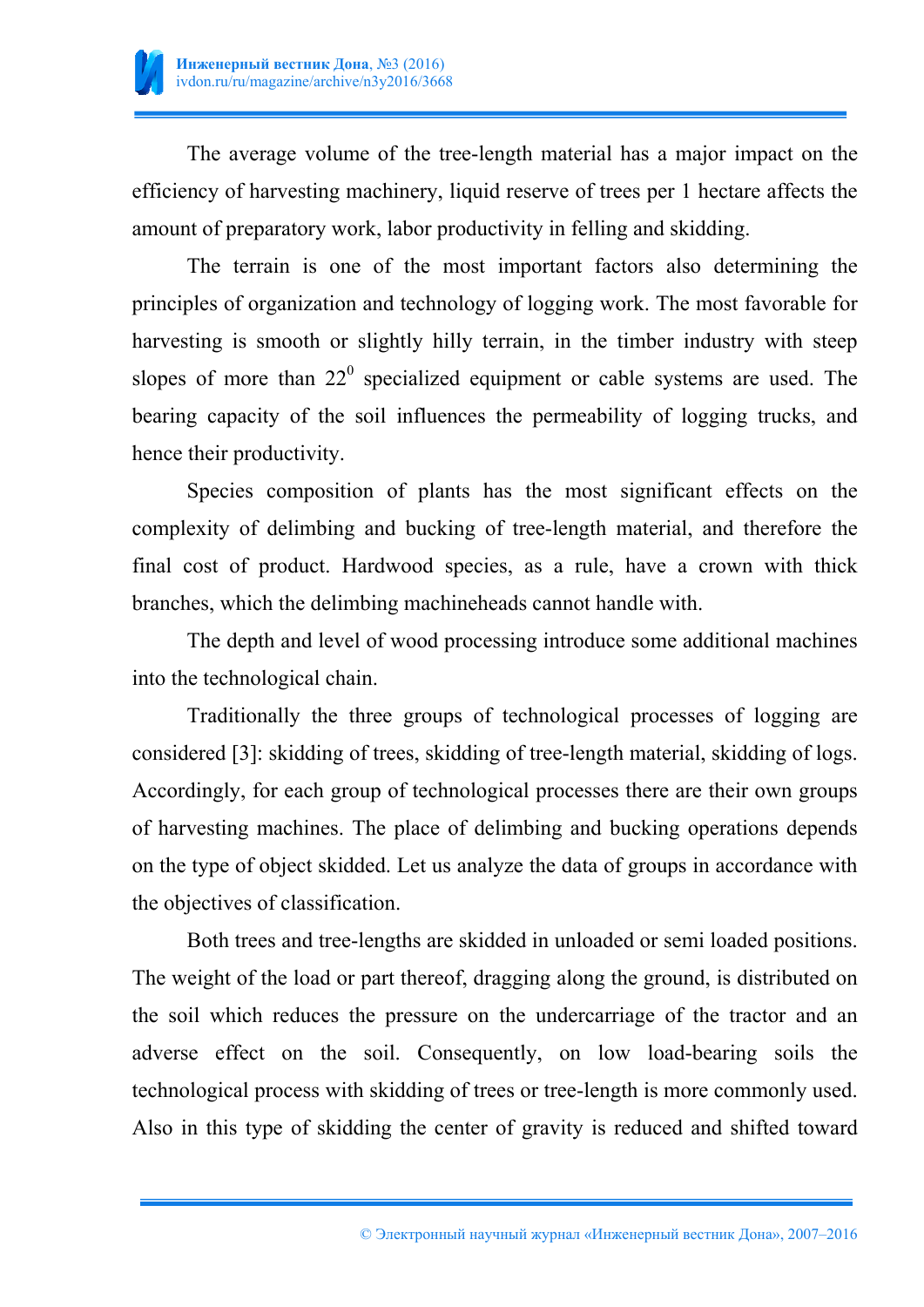The average volume of the tree-length material has a major impact on the efficiency of harvesting machinery, liquid reserve of trees per 1 hectare affects the amount of preparatory work, labor productivity in felling and skidding.

The terrain is one of the most important factors also determining the principles of organization and technology of logging work. The most favorable for harvesting is smooth or slightly hilly terrain, in the timber industry with steep slopes of more than $22^0$ specialized equipment or cable systems are used. The bearing capacity of the soil influences the permeability of logging trucks, and hence their productivity.

Species composition of plants has the most significant effects on the complexity of delimbing and bucking of tree-length material, and therefore the final cost of product. Hardwood species, as a rule, have a crown with thick branches, which the delimbing machineheads cannot handle with.

The depth and level of wood processing introduce some additional machines into the technological chain.

Traditionally the three groups of technological processes of logging are considered [3]: skidding of trees, skidding of tree-length material, skidding of logs. Accordingly, for each group of technological processes there are their own groups of harvesting machines. The place of delimbing and bucking operations depends on the type of object skidded. Let us analyze the data of groups in accordance with the objectives of classification.

Both trees and tree-lengths are skidded in unloaded or semi loaded positions. The weight of the load or part thereof, dragging along the ground, is distributed on the soil which reduces the pressure on the undercarriage of the tractor and an adverse effect on the soil. Consequently, on low load-bearing soils the technological process with skidding of trees or tree-length is more commonly used. Also in this type of skidding the center of gravity is reduced and shifted toward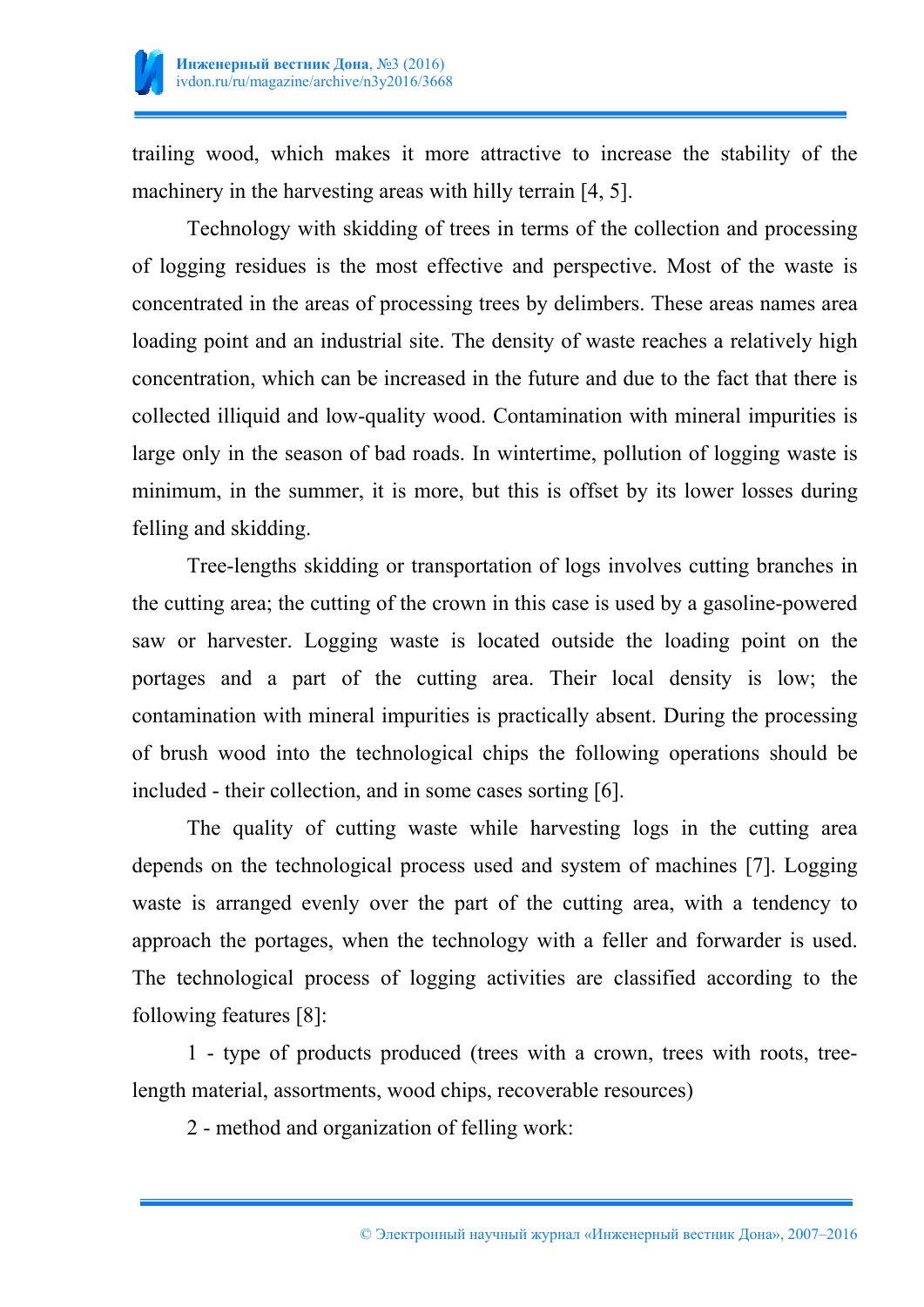trailing wood, which makes it more attractive to increase the stability of the machinery in the harvesting areas with hilly terrain [4, 5].

Technology with skidding of trees in terms of the collection and processing of logging residues is the most effective and perspective. Most of the waste is concentrated in the areas of processing trees by delimbers. These areas names area loading point and an industrial site. The density of waste reaches a relatively high concentration, which can be increased in the future and due to the fact that there is collected illiquid and low-quality wood. Contamination with mineral impurities is large only in the season of bad roads. In wintertime, pollution of logging waste is minimum, in the summer, it is more, but this is offset by its lower losses during felling and skidding.

Tree-lengths skidding or transportation of logs involves cutting branches in the cutting area; the cutting of the crown in this case is used by a gasoline-powered saw or harvester. Logging waste is located outside the loading point on the portages and a part of the cutting area. Their local density is low; the contamination with mineral impurities is practically absent. During the processing of brush wood into the technological chips the following operations should be included - their collection, and in some cases sorting [6].

The quality of cutting waste while harvesting logs in the cutting area depends on the technological process used and system of machines [7]. Logging waste is arranged evenly over the part of the cutting area, with a tendency to approach the portages, when the technology with a feller and forwarder is used. The technological process of logging activities are classified according to the following features [8]:

1 - type of products produced (trees with a crown, trees with roots, tree-length material, assortments, wood chips, recoverable resources)

2 - method and organization of felling work: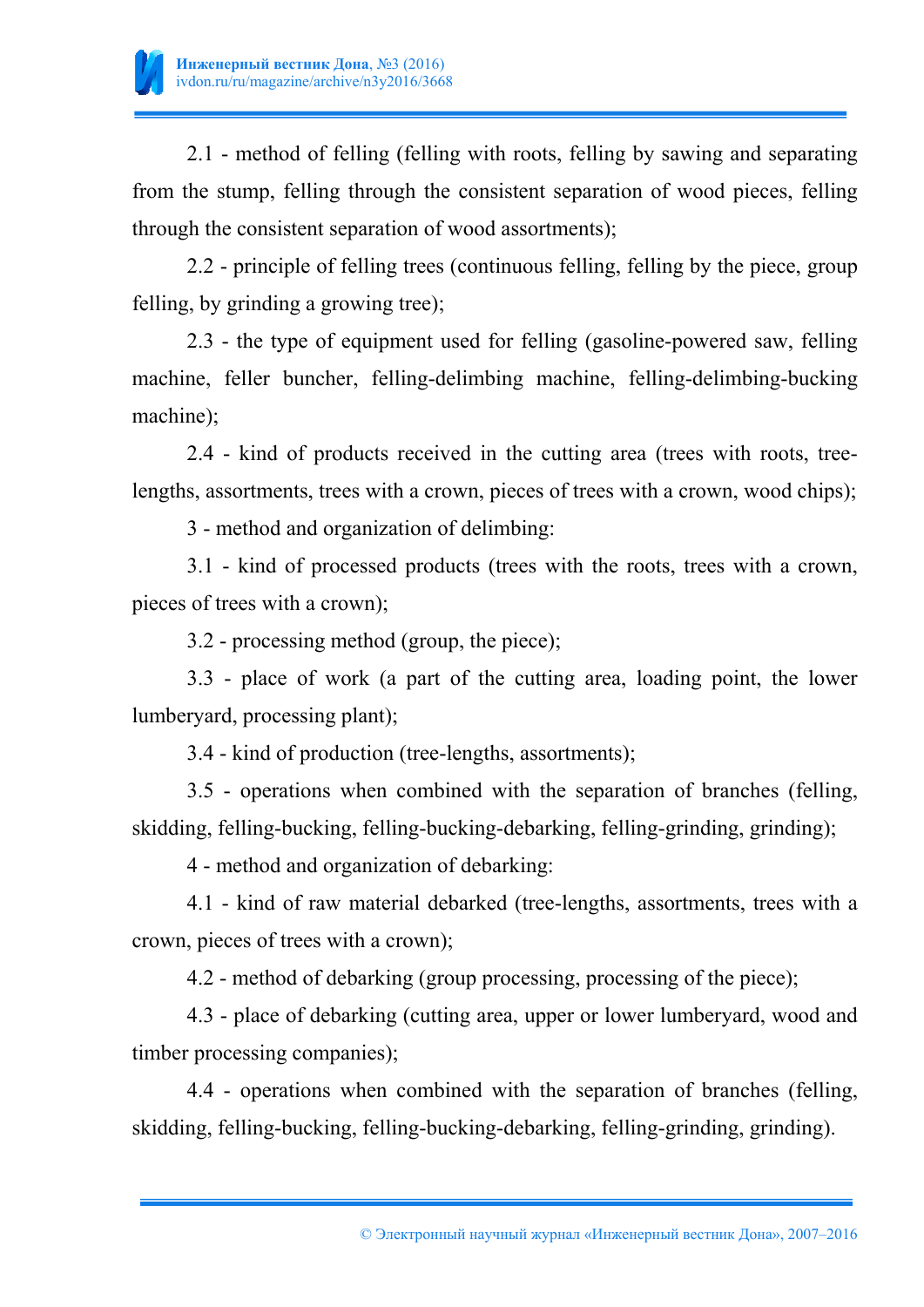2.1 - method of felling (felling with roots, felling by sawing and separating from the stump, felling through the consistent separation of wood pieces, felling through the consistent separation of wood assortments);

2.2 - principle of felling trees (continuous felling, felling by the piece, group felling, by grinding a growing tree);

2.3 - the type of equipment used for felling (gasoline-powered saw, felling machine, feller buncher, felling-delimbing machine, felling-delimbing-bucking machine);

2.4 - kind of products received in the cutting area (trees with roots, tree-lengths, assortments, trees with a crown, pieces of trees with a crown, wood chips);

3 - method and organization of delimbing:

3.1 - kind of processed products (trees with the roots, trees with a crown, pieces of trees with a crown);

3.2 - processing method (group, the piece);

3.3 - place of work (a part of the cutting area, loading point, the lower lumberyard, processing plant);

3.4 - kind of production (tree-lengths, assortments);

3.5 - operations when combined with the separation of branches (felling, skidding, felling-bucking, felling-bucking-debarking, felling-grinding, grinding);

4 - method and organization of debarking:

4.1 - kind of raw material debarked (tree-lengths, assortments, trees with a crown, pieces of trees with a crown);

4.2 - method of debarking (group processing, processing of the piece);

4.3 - place of debarking (cutting area, upper or lower lumberyard, wood and timber processing companies);

4.4 - operations when combined with the separation of branches (felling, skidding, felling-bucking, felling-bucking-debarking, felling-grinding, grinding).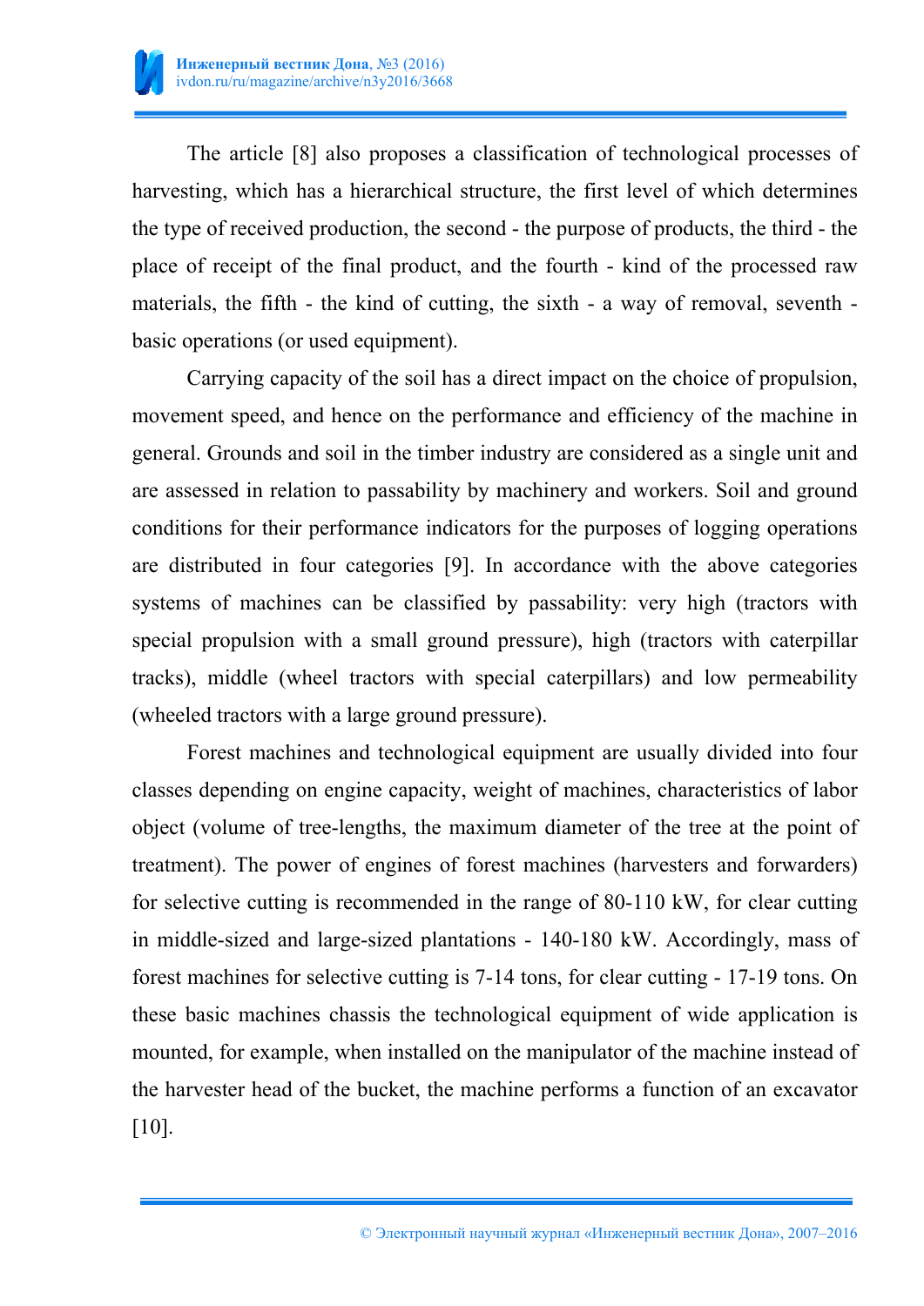The article [8] also proposes a classification of technological processes of harvesting, which has a hierarchical structure, the first level of which determines the type of received production, the second - the purpose of products, the third - the place of receipt of the final product, and the fourth - kind of the processed raw materials, the fifth - the kind of cutting, the sixth - a way of removal, seventh - basic operations (or used equipment).

Carrying capacity of the soil has a direct impact on the choice of propulsion, movement speed, and hence on the performance and efficiency of the machine in general. Grounds and soil in the timber industry are considered as a single unit and are assessed in relation to passability by machinery and workers. Soil and ground conditions for their performance indicators for the purposes of logging operations are distributed in four categories [9]. In accordance with the above categories systems of machines can be classified by passability: very high (tractors with special propulsion with a small ground pressure), high (tractors with caterpillar tracks), middle (wheel tractors with special caterpillars) and low permeability (wheeled tractors with a large ground pressure).

Forest machines and technological equipment are usually divided into four classes depending on engine capacity, weight of machines, characteristics of labor object (volume of tree-lengths, the maximum diameter of the tree at the point of treatment). The power of engines of forest machines (harvesters and forwarders) for selective cutting is recommended in the range of 80-110 kW, for clear cutting in middle-sized and large-sized plantations - 140-180 kW. Accordingly, mass of forest machines for selective cutting is 7-14 tons, for clear cutting - 17-19 tons. On these basic machines chassis the technological equipment of wide application is mounted, for example, when installed on the manipulator of the machine instead of the harvester head of the bucket, the machine performs a function of an excavator [10].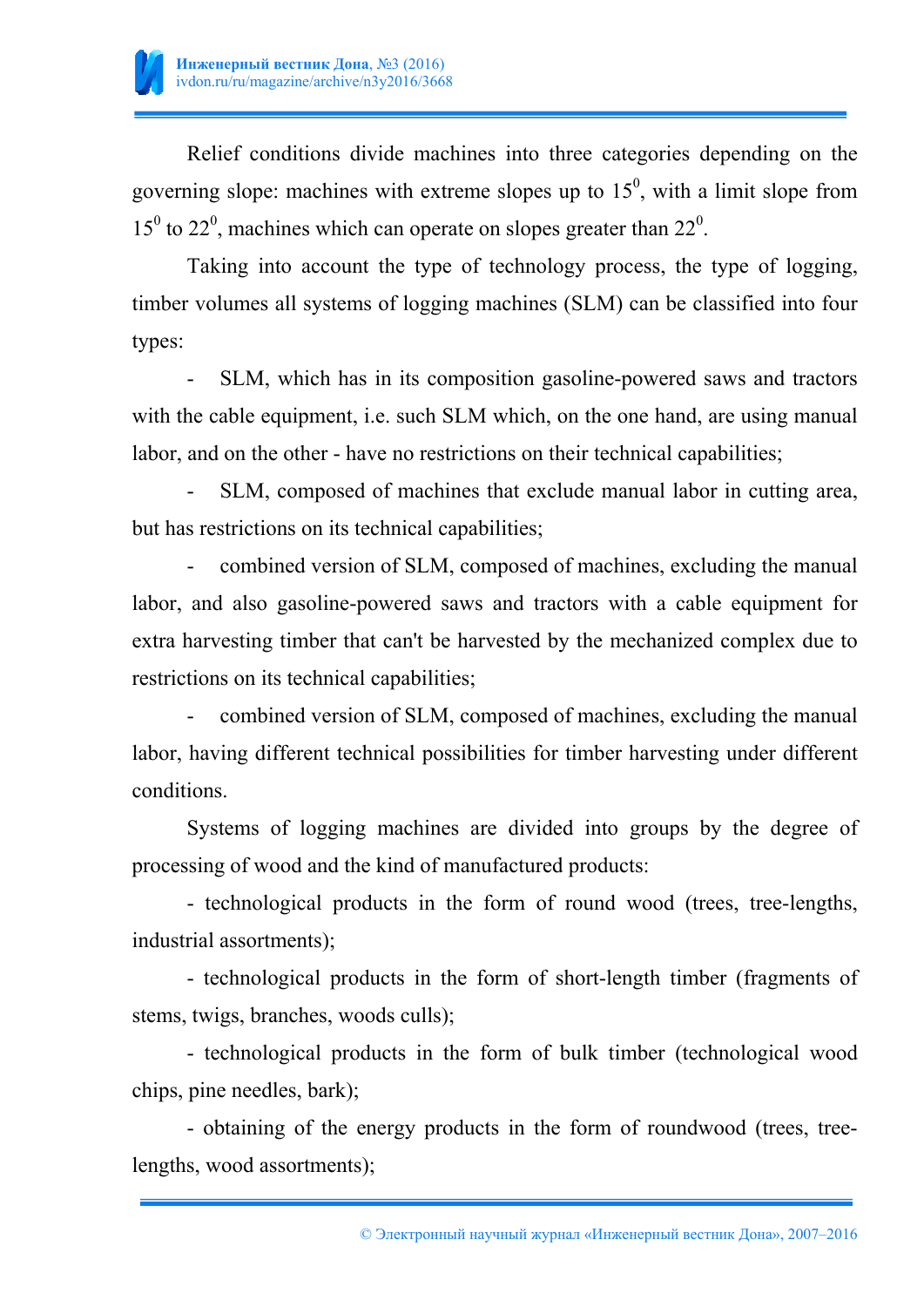Relief conditions divide machines into three categories depending on the governing slope: machines with extreme slopes up to $15^0$, with a limit slope from $15^0$ to $22^0$, machines which can operate on slopes greater than $22^0$.

Taking into account the type of technology process, the type of logging, timber volumes all systems of logging machines (SLM) can be classified into four types:

- SLM, which has in its composition gasoline-powered saws and tractors with the cable equipment, i.e. such SLM which, on the one hand, are using manual labor, and on the other - have no restrictions on their technical capabilities;
- SLM, composed of machines that exclude manual labor in cutting area, but has restrictions on its technical capabilities;
- combined version of SLM, composed of machines, excluding the manual labor, and also gasoline-powered saws and tractors with a cable equipment for extra harvesting timber that can't be harvested by the mechanized complex due to restrictions on its technical capabilities;
- combined version of SLM, composed of machines, excluding the manual labor, having different technical possibilities for timber harvesting under different conditions.

Systems of logging machines are divided into groups by the degree of processing of wood and the kind of manufactured products:

- technological products in the form of round wood (trees, tree-lengths, industrial assortments);
- technological products in the form of short-length timber (fragments of stems, twigs, branches, woods culls);
- technological products in the form of bulk timber (technological wood chips, pine needles, bark);
- obtaining of the energy products in the form of roundwood (trees, tree-lengths, wood assortments);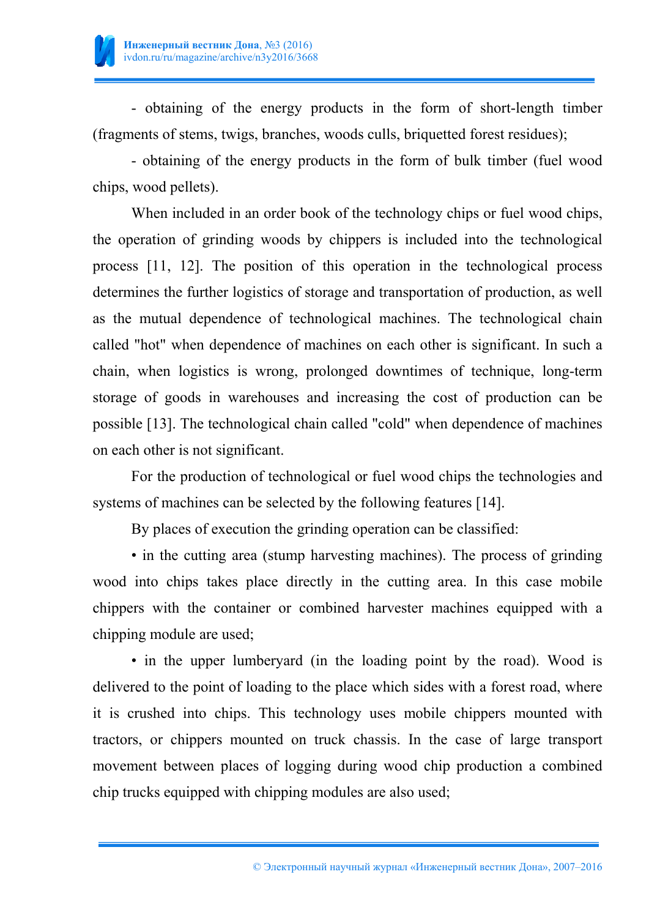- obtaining of the energy products in the form of short-length timber (fragments of stems, twigs, branches, woods culls, briquetted forest residues);

- obtaining of the energy products in the form of bulk timber (fuel wood chips, wood pellets).

When included in an order book of the technology chips or fuel wood chips, the operation of grinding woods by chippers is included into the technological process [11, 12]. The position of this operation in the technological process determines the further logistics of storage and transportation of production, as well as the mutual dependence of technological machines. The technological chain called "hot" when dependence of machines on each other is significant. In such a chain, when logistics is wrong, prolonged downtimes of technique, long-term storage of goods in warehouses and increasing the cost of production can be possible [13]. The technological chain called "cold" when dependence of machines on each other is not significant.

For the production of technological or fuel wood chips the technologies and systems of machines can be selected by the following features [14].

By places of execution the grinding operation can be classified:

- in the cutting area (stump harvesting machines). The process of grinding wood into chips takes place directly in the cutting area. In this case mobile chippers with the container or combined harvester machines equipped with a chipping module are used;
- in the upper lumberyard (in the loading point by the road). Wood is delivered to the point of loading to the place which sides with a forest road, where it is crushed into chips. This technology uses mobile chippers mounted with tractors, or chippers mounted on truck chassis. In the case of large transport movement between places of logging during wood chip production a combined chip trucks equipped with chipping modules are also used;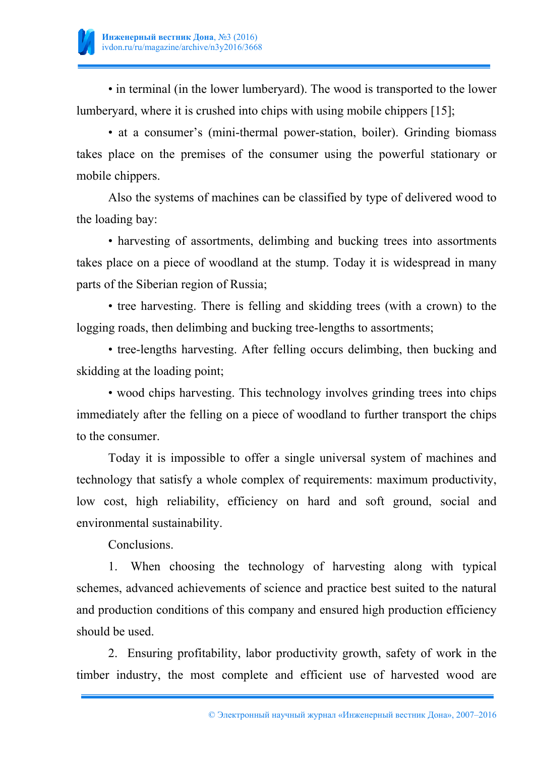• in terminal (in the lower lumberyard). The wood is transported to the lower lumberyard, where it is crushed into chips with using mobile chippers [15];

• at a consumer's (mini-thermal power-station, boiler). Grinding biomass takes place on the premises of the consumer using the powerful stationary or mobile chippers.

Also the systems of machines can be classified by type of delivered wood to the loading bay:

• harvesting of assortments, delimbing and bucking trees into assortments takes place on a piece of woodland at the stump. Today it is widespread in many parts of the Siberian region of Russia;

• tree harvesting. There is felling and skidding trees (with a crown) to the logging roads, then delimbing and bucking tree-lengths to assortments;

• tree-lengths harvesting. After felling occurs delimbing, then bucking and skidding at the loading point;

• wood chips harvesting. This technology involves grinding trees into chips immediately after the felling on a piece of woodland to further transport the chips to the consumer.

Today it is impossible to offer a single universal system of machines and technology that satisfy a whole complex of requirements: maximum productivity, low cost, high reliability, efficiency on hard and soft ground, social and environmental sustainability.

Conclusions.

1. When choosing the technology of harvesting along with typical schemes, advanced achievements of science and practice best suited to the natural and production conditions of this company and ensured high production efficiency should be used.

2. Ensuring profitability, labor productivity growth, safety of work in the timber industry, the most complete and efficient use of harvested wood are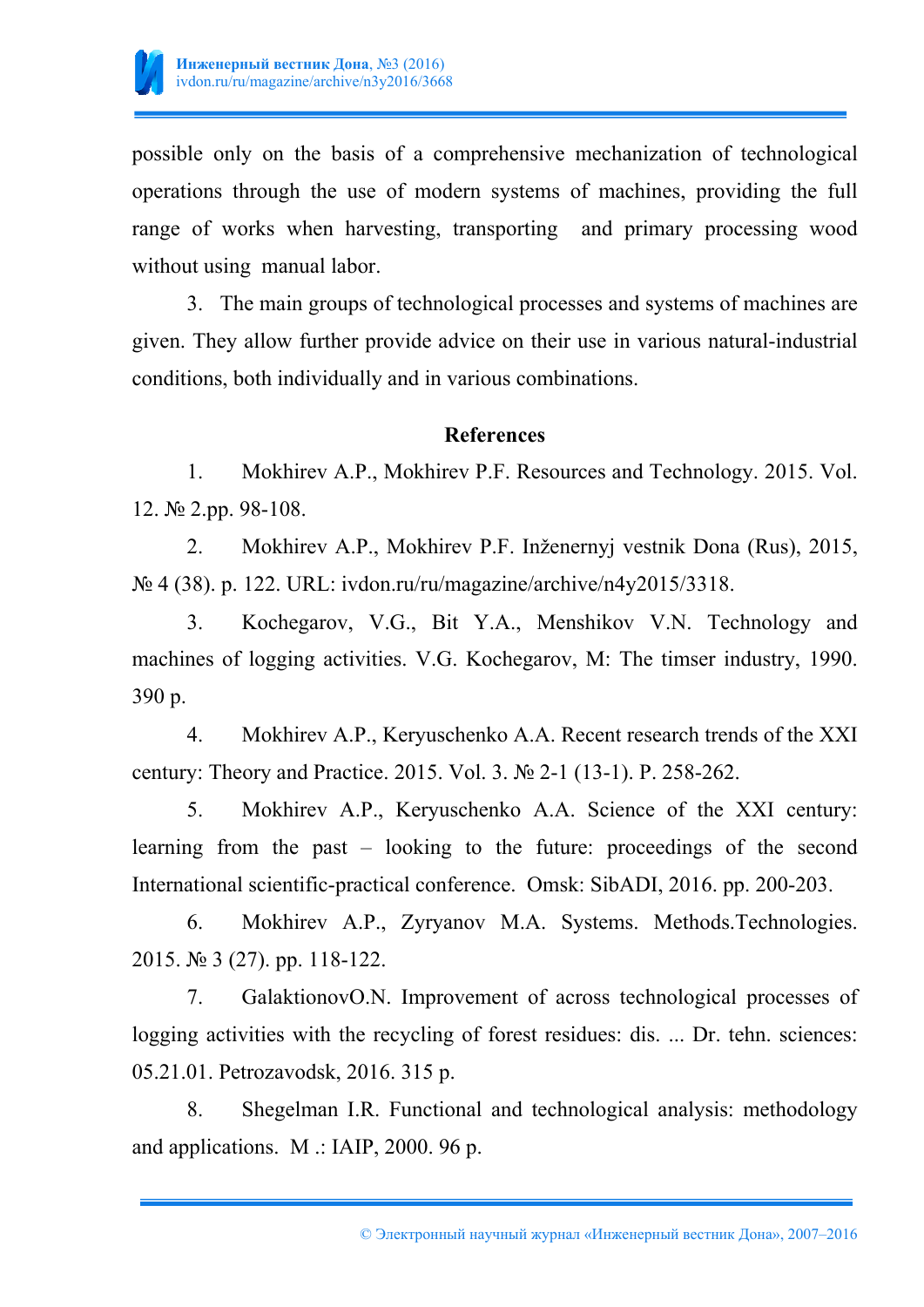possible only on the basis of a comprehensive mechanization of technological operations through the use of modern systems of machines, providing the full range of works when harvesting, transporting and primary processing wood without using manual labor.

3. The main groups of technological processes and systems of machines are given. They allow further provide advice on their use in various natural-industrial conditions, both individually and in various combinations.

## References

1. Mokhirev A.P., Mokhirev P.F. Resources and Technology. 2015. Vol. 12. № 2.pp. 98-108.
2. Mokhirev A.P., Mokhirev P.F. Inženernyj vestnik Dona (Rus), 2015, № 4 (38). p. 122. URL: ivdon.ru/ru/magazine/archive/n4y2015/3318.
3. Kochegarov, V.G., Bit Y.A., Menshikov V.N. Technology and machines of logging activities. V.G. Kochegarov, M: The timser industry, 1990. 390 p.
4. Mokhirev A.P., Keryuschenko A.A. Recent research trends of the XXI century: Theory and Practice. 2015. Vol. 3. № 2-1 (13-1). P. 258-262.
5. Mokhirev A.P., Keryuschenko A.A. Science of the XXI century: learning from the past – looking to the future: proceedings of the second International scientific-practical conference. Omsk: SibADI, 2016. pp. 200-203.
6. Mokhirev A.P., Zyryanov M.A. Systems. Methods.Technologies. 2015. № 3 (27). pp. 118-122.
7. GalaktionovO.N. Improvement of across technological processes of logging activities with the recycling of forest residues: dis. ... Dr. tehn. sciences: 05.21.01. Petrozavodsk, 2016. 315 p.
8. Shegelman I.R. Functional and technological analysis: methodology and applications. M .: IAIP, 2000. 96 p.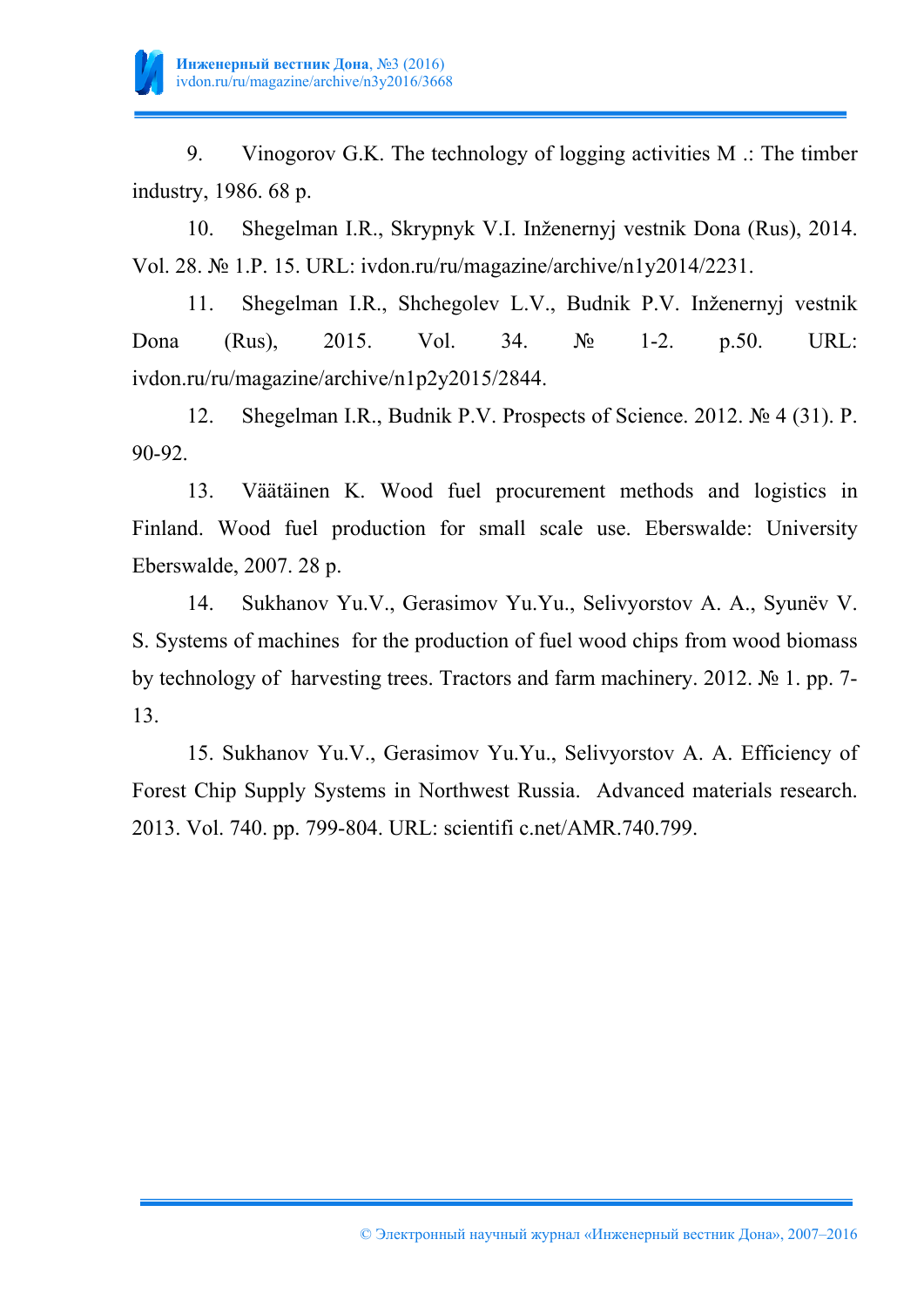9. Vinogorov G.K. The technology of logging activities M .: The timber industry, 1986. 68 p.

10. Shegelman I.R., Skrypnyk V.I. Inženernyj vestnik Dona (Rus), 2014. Vol. 28. № 1.P. 15. URL: ivdon.ru/ru/magazine/archive/n1y2014/2231.

11. Shegelman I.R., Shchegolev L.V., Budnik P.V. Inženernyj vestnik Dona (Rus), 2015. Vol. 34. № 1-2. p.50. URL: ivdon.ru/ru/magazine/archive/n1p2y2015/2844.

12. Shegelman I.R., Budnik P.V. Prospects of Science. 2012. № 4 (31). P. 90-92.

13. Väätäinen K. Wood fuel procurement methods and logistics in Finland. Wood fuel production for small scale use. Eberswalde: University Eberswalde, 2007. 28 p.

14. Sukhanov Yu.V., Gerasimov Yu.Yu., Selivyorstov A. A., Syunёv V. S. Systems of machines for the production of fuel wood chips from wood biomass by technology of harvesting trees. Tractors and farm machinery. 2012. № 1. pp. 7-13.

15. Sukhanov Yu.V., Gerasimov Yu.Yu., Selivyorstov A. A. Efficiency of Forest Chip Supply Systems in Northwest Russia. Advanced materials research. 2013. Vol. 740. pp. 799-804. URL: scientifi c.net/AMR.740.799.